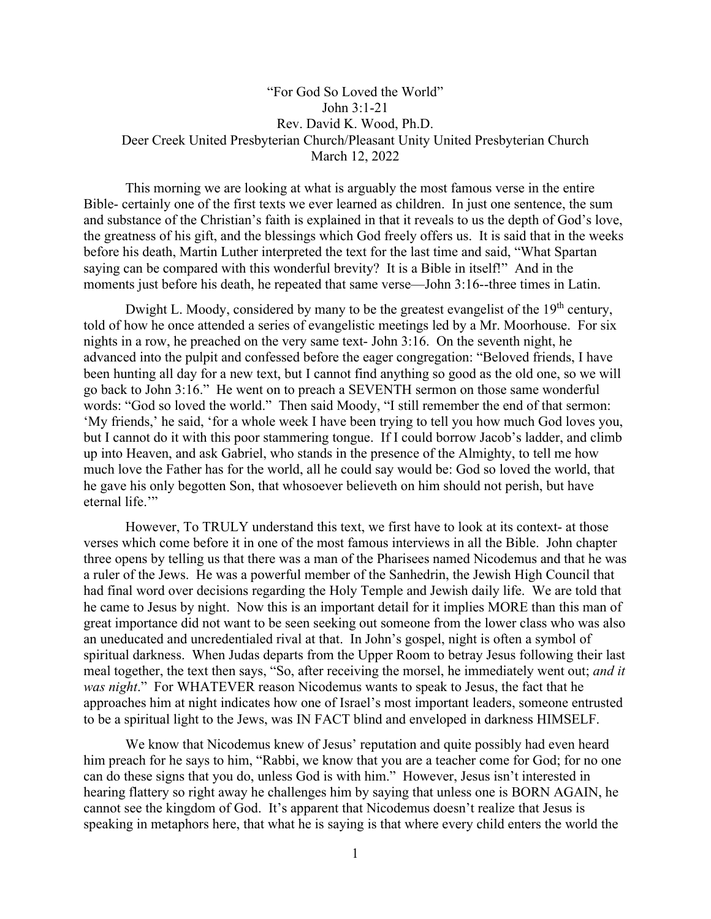"For God So Loved the World"
John 3:1-21
Rev. David K. Wood, Ph.D.
Deer Creek United Presbyterian Church/Pleasant Unity United Presbyterian Church
March 12, 2022

This morning we are looking at what is arguably the most famous verse in the entire Bible- certainly one of the first texts we ever learned as children. In just one sentence, the sum and substance of the Christian's faith is explained in that it reveals to us the depth of God's love, the greatness of his gift, and the blessings which God freely offers us. It is said that in the weeks before his death, Martin Luther interpreted the text for the last time and said, "What Spartan saying can be compared with this wonderful brevity? It is a Bible in itself!" And in the moments just before his death, he repeated that same verse—John 3:16--three times in Latin.

Dwight L. Moody, considered by many to be the greatest evangelist of the 19th century, told of how he once attended a series of evangelistic meetings led by a Mr. Moorhouse. For six nights in a row, he preached on the very same text- John 3:16. On the seventh night, he advanced into the pulpit and confessed before the eager congregation: "Beloved friends, I have been hunting all day for a new text, but I cannot find anything so good as the old one, so we will go back to John 3:16." He went on to preach a SEVENTH sermon on those same wonderful words: "God so loved the world." Then said Moody, "I still remember the end of that sermon: 'My friends,' he said, 'for a whole week I have been trying to tell you how much God loves you, but I cannot do it with this poor stammering tongue. If I could borrow Jacob's ladder, and climb up into Heaven, and ask Gabriel, who stands in the presence of the Almighty, to tell me how much love the Father has for the world, all he could say would be: God so loved the world, that he gave his only begotten Son, that whosoever believeth on him should not perish, but have eternal life.'"

However, To TRULY understand this text, we first have to look at its context- at those verses which come before it in one of the most famous interviews in all the Bible. John chapter three opens by telling us that there was a man of the Pharisees named Nicodemus and that he was a ruler of the Jews. He was a powerful member of the Sanhedrin, the Jewish High Council that had final word over decisions regarding the Holy Temple and Jewish daily life. We are told that he came to Jesus by night. Now this is an important detail for it implies MORE than this man of great importance did not want to be seen seeking out someone from the lower class who was also an uneducated and uncredentialed rival at that. In John's gospel, night is often a symbol of spiritual darkness. When Judas departs from the Upper Room to betray Jesus following their last meal together, the text then says, "So, after receiving the morsel, he immediately went out; *and it was night*." For WHATEVER reason Nicodemus wants to speak to Jesus, the fact that he approaches him at night indicates how one of Israel's most important leaders, someone entrusted to be a spiritual light to the Jews, was IN FACT blind and enveloped in darkness HIMSELF.

We know that Nicodemus knew of Jesus' reputation and quite possibly had even heard him preach for he says to him, "Rabbi, we know that you are a teacher come for God; for no one can do these signs that you do, unless God is with him." However, Jesus isn't interested in hearing flattery so right away he challenges him by saying that unless one is BORN AGAIN, he cannot see the kingdom of God. It's apparent that Nicodemus doesn't realize that Jesus is speaking in metaphors here, that what he is saying is that where every child enters the world the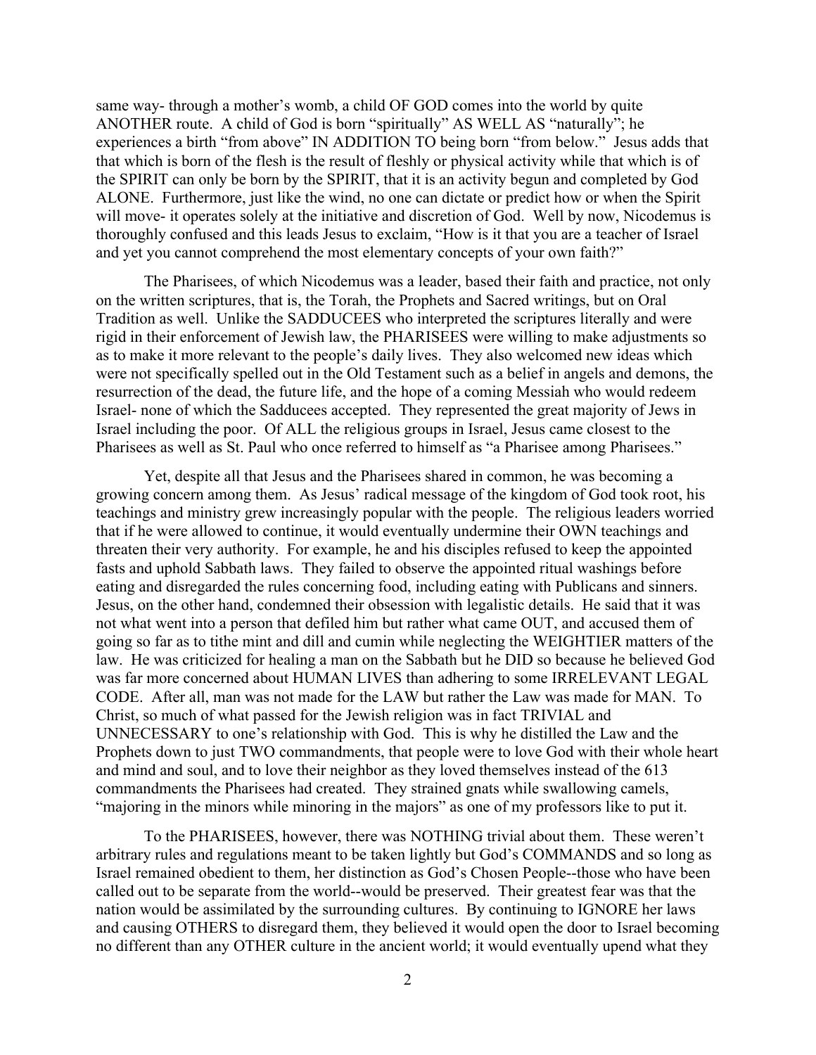same way- through a mother's womb, a child OF GOD comes into the world by quite ANOTHER route. A child of God is born "spiritually" AS WELL AS "naturally"; he experiences a birth "from above" IN ADDITION TO being born "from below." Jesus adds that that which is born of the flesh is the result of fleshly or physical activity while that which is of the SPIRIT can only be born by the SPIRIT, that it is an activity begun and completed by God ALONE. Furthermore, just like the wind, no one can dictate or predict how or when the Spirit will move- it operates solely at the initiative and discretion of God. Well by now, Nicodemus is thoroughly confused and this leads Jesus to exclaim, "How is it that you are a teacher of Israel and yet you cannot comprehend the most elementary concepts of your own faith?"

The Pharisees, of which Nicodemus was a leader, based their faith and practice, not only on the written scriptures, that is, the Torah, the Prophets and Sacred writings, but on Oral Tradition as well. Unlike the SADDUCEES who interpreted the scriptures literally and were rigid in their enforcement of Jewish law, the PHARISEES were willing to make adjustments so as to make it more relevant to the people's daily lives. They also welcomed new ideas which were not specifically spelled out in the Old Testament such as a belief in angels and demons, the resurrection of the dead, the future life, and the hope of a coming Messiah who would redeem Israel- none of which the Sadducees accepted. They represented the great majority of Jews in Israel including the poor. Of ALL the religious groups in Israel, Jesus came closest to the Pharisees as well as St. Paul who once referred to himself as "a Pharisee among Pharisees."

Yet, despite all that Jesus and the Pharisees shared in common, he was becoming a growing concern among them. As Jesus' radical message of the kingdom of God took root, his teachings and ministry grew increasingly popular with the people. The religious leaders worried that if he were allowed to continue, it would eventually undermine their OWN teachings and threaten their very authority. For example, he and his disciples refused to keep the appointed fasts and uphold Sabbath laws. They failed to observe the appointed ritual washings before eating and disregarded the rules concerning food, including eating with Publicans and sinners. Jesus, on the other hand, condemned their obsession with legalistic details. He said that it was not what went into a person that defiled him but rather what came OUT, and accused them of going so far as to tithe mint and dill and cumin while neglecting the WEIGHTIER matters of the law. He was criticized for healing a man on the Sabbath but he DID so because he believed God was far more concerned about HUMAN LIVES than adhering to some IRRELEVANT LEGAL CODE. After all, man was not made for the LAW but rather the Law was made for MAN. To Christ, so much of what passed for the Jewish religion was in fact TRIVIAL and UNNECESSARY to one's relationship with God. This is why he distilled the Law and the Prophets down to just TWO commandments, that people were to love God with their whole heart and mind and soul, and to love their neighbor as they loved themselves instead of the 613 commandments the Pharisees had created. They strained gnats while swallowing camels, "majoring in the minors while minoring in the majors" as one of my professors like to put it.

To the PHARISEES, however, there was NOTHING trivial about them. These weren't arbitrary rules and regulations meant to be taken lightly but God's COMMANDS and so long as Israel remained obedient to them, her distinction as God's Chosen People--those who have been called out to be separate from the world--would be preserved. Their greatest fear was that the nation would be assimilated by the surrounding cultures. By continuing to IGNORE her laws and causing OTHERS to disregard them, they believed it would open the door to Israel becoming no different than any OTHER culture in the ancient world; it would eventually upend what they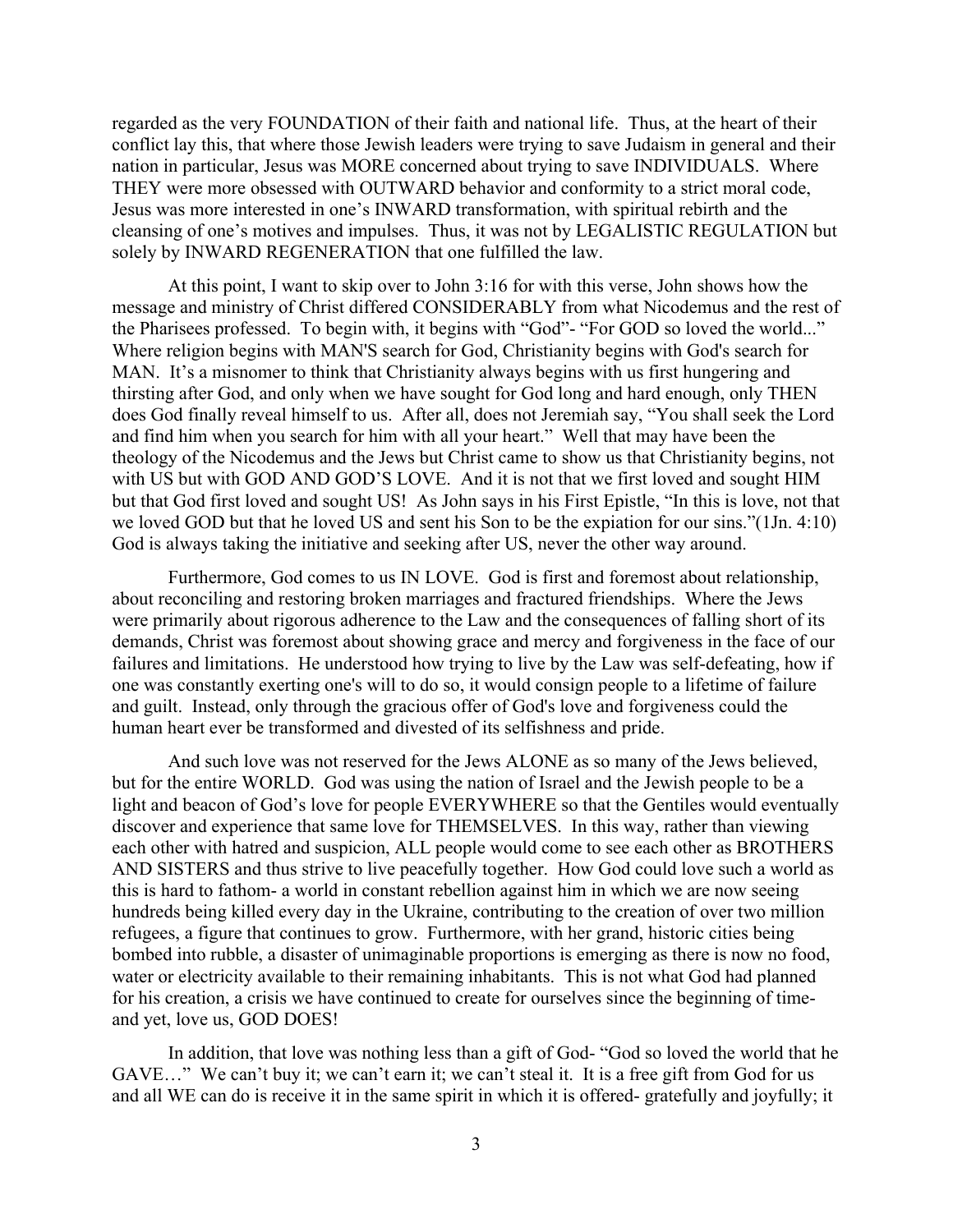regarded as the very FOUNDATION of their faith and national life. Thus, at the heart of their conflict lay this, that where those Jewish leaders were trying to save Judaism in general and their nation in particular, Jesus was MORE concerned about trying to save INDIVIDUALS. Where THEY were more obsessed with OUTWARD behavior and conformity to a strict moral code, Jesus was more interested in one's INWARD transformation, with spiritual rebirth and the cleansing of one's motives and impulses. Thus, it was not by LEGALISTIC REGULATION but solely by INWARD REGENERATION that one fulfilled the law.

At this point, I want to skip over to John 3:16 for with this verse, John shows how the message and ministry of Christ differed CONSIDERABLY from what Nicodemus and the rest of the Pharisees professed. To begin with, it begins with "God"- "For GOD so loved the world..." Where religion begins with MAN'S search for God, Christianity begins with God's search for MAN. It's a misnomer to think that Christianity always begins with us first hungering and thirsting after God, and only when we have sought for God long and hard enough, only THEN does God finally reveal himself to us. After all, does not Jeremiah say, "You shall seek the Lord and find him when you search for him with all your heart." Well that may have been the theology of the Nicodemus and the Jews but Christ came to show us that Christianity begins, not with US but with GOD AND GOD'S LOVE. And it is not that we first loved and sought HIM but that God first loved and sought US! As John says in his First Epistle, "In this is love, not that we loved GOD but that he loved US and sent his Son to be the expiation for our sins."(1Jn. 4:10) God is always taking the initiative and seeking after US, never the other way around.

Furthermore, God comes to us IN LOVE. God is first and foremost about relationship, about reconciling and restoring broken marriages and fractured friendships. Where the Jews were primarily about rigorous adherence to the Law and the consequences of falling short of its demands, Christ was foremost about showing grace and mercy and forgiveness in the face of our failures and limitations. He understood how trying to live by the Law was self-defeating, how if one was constantly exerting one's will to do so, it would consign people to a lifetime of failure and guilt. Instead, only through the gracious offer of God's love and forgiveness could the human heart ever be transformed and divested of its selfishness and pride.

And such love was not reserved for the Jews ALONE as so many of the Jews believed, but for the entire WORLD. God was using the nation of Israel and the Jewish people to be a light and beacon of God's love for people EVERYWHERE so that the Gentiles would eventually discover and experience that same love for THEMSELVES. In this way, rather than viewing each other with hatred and suspicion, ALL people would come to see each other as BROTHERS AND SISTERS and thus strive to live peacefully together. How God could love such a world as this is hard to fathom- a world in constant rebellion against him in which we are now seeing hundreds being killed every day in the Ukraine, contributing to the creation of over two million refugees, a figure that continues to grow. Furthermore, with her grand, historic cities being bombed into rubble, a disaster of unimaginable proportions is emerging as there is now no food, water or electricity available to their remaining inhabitants. This is not what God had planned for his creation, a crisis we have continued to create for ourselves since the beginning of time- and yet, love us, GOD DOES!

In addition, that love was nothing less than a gift of God- "God so loved the world that he GAVE…" We can't buy it; we can't earn it; we can't steal it. It is a free gift from God for us and all WE can do is receive it in the same spirit in which it is offered- gratefully and joyfully; it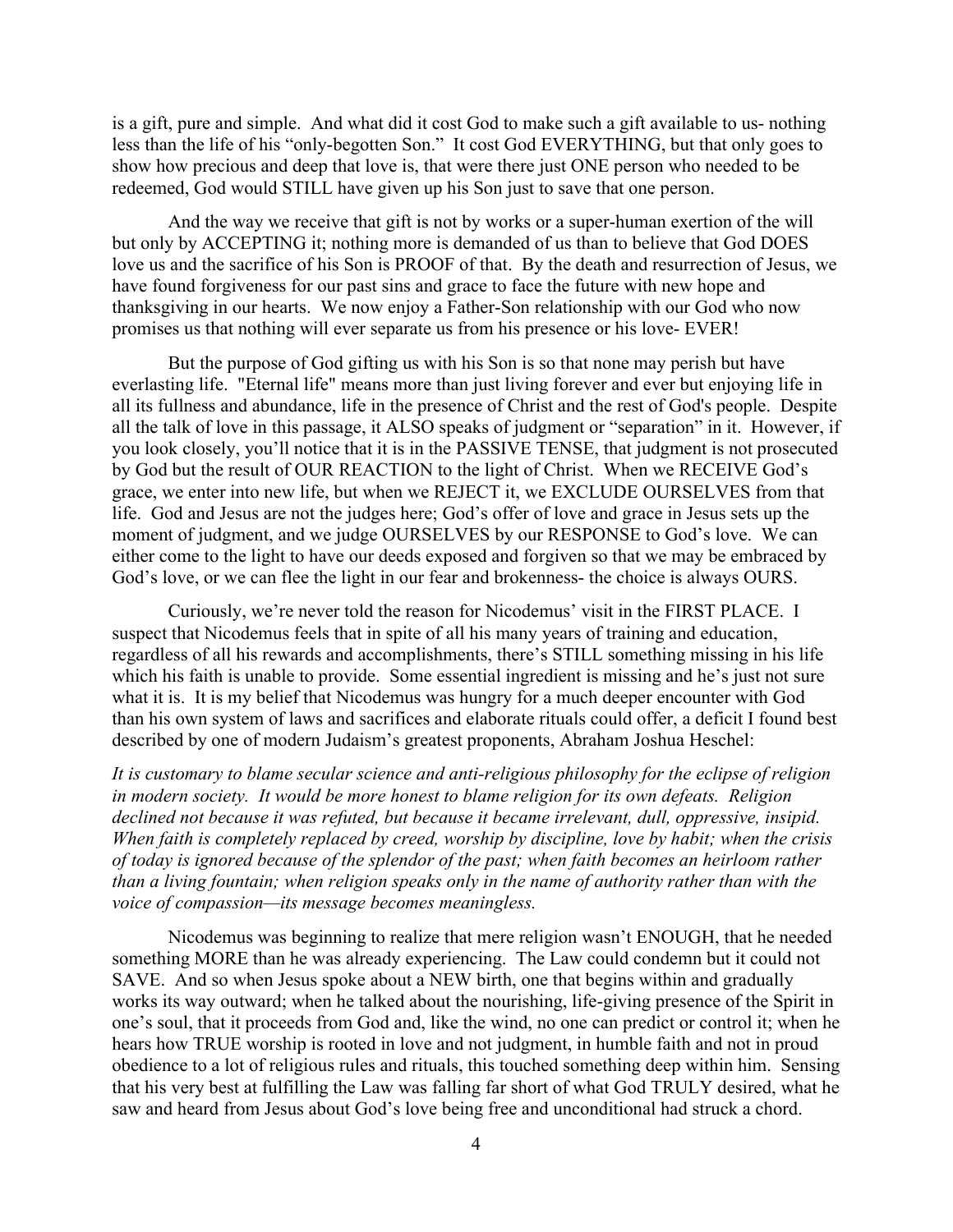is a gift, pure and simple. And what did it cost God to make such a gift available to us- nothing less than the life of his "only-begotten Son." It cost God EVERYTHING, but that only goes to show how precious and deep that love is, that were there just ONE person who needed to be redeemed, God would STILL have given up his Son just to save that one person.

And the way we receive that gift is not by works or a super-human exertion of the will but only by ACCEPTING it; nothing more is demanded of us than to believe that God DOES love us and the sacrifice of his Son is PROOF of that. By the death and resurrection of Jesus, we have found forgiveness for our past sins and grace to face the future with new hope and thanksgiving in our hearts. We now enjoy a Father-Son relationship with our God who now promises us that nothing will ever separate us from his presence or his love- EVER!

But the purpose of God gifting us with his Son is so that none may perish but have everlasting life. "Eternal life" means more than just living forever and ever but enjoying life in all its fullness and abundance, life in the presence of Christ and the rest of God's people. Despite all the talk of love in this passage, it ALSO speaks of judgment or "separation" in it. However, if you look closely, you'll notice that it is in the PASSIVE TENSE, that judgment is not prosecuted by God but the result of OUR REACTION to the light of Christ. When we RECEIVE God's grace, we enter into new life, but when we REJECT it, we EXCLUDE OURSELVES from that life. God and Jesus are not the judges here; God's offer of love and grace in Jesus sets up the moment of judgment, and we judge OURSELVES by our RESPONSE to God's love. We can either come to the light to have our deeds exposed and forgiven so that we may be embraced by God's love, or we can flee the light in our fear and brokenness- the choice is always OURS.

Curiously, we're never told the reason for Nicodemus' visit in the FIRST PLACE. I suspect that Nicodemus feels that in spite of all his many years of training and education, regardless of all his rewards and accomplishments, there's STILL something missing in his life which his faith is unable to provide. Some essential ingredient is missing and he's just not sure what it is. It is my belief that Nicodemus was hungry for a much deeper encounter with God than his own system of laws and sacrifices and elaborate rituals could offer, a deficit I found best described by one of modern Judaism's greatest proponents, Abraham Joshua Heschel:

*It is customary to blame secular science and anti-religious philosophy for the eclipse of religion in modern society. It would be more honest to blame religion for its own defeats. Religion declined not because it was refuted, but because it became irrelevant, dull, oppressive, insipid. When faith is completely replaced by creed, worship by discipline, love by habit; when the crisis of today is ignored because of the splendor of the past; when faith becomes an heirloom rather than a living fountain; when religion speaks only in the name of authority rather than with the voice of compassion—its message becomes meaningless.*

Nicodemus was beginning to realize that mere religion wasn't ENOUGH, that he needed something MORE than he was already experiencing. The Law could condemn but it could not SAVE. And so when Jesus spoke about a NEW birth, one that begins within and gradually works its way outward; when he talked about the nourishing, life-giving presence of the Spirit in one's soul, that it proceeds from God and, like the wind, no one can predict or control it; when he hears how TRUE worship is rooted in love and not judgment, in humble faith and not in proud obedience to a lot of religious rules and rituals, this touched something deep within him. Sensing that his very best at fulfilling the Law was falling far short of what God TRULY desired, what he saw and heard from Jesus about God's love being free and unconditional had struck a chord.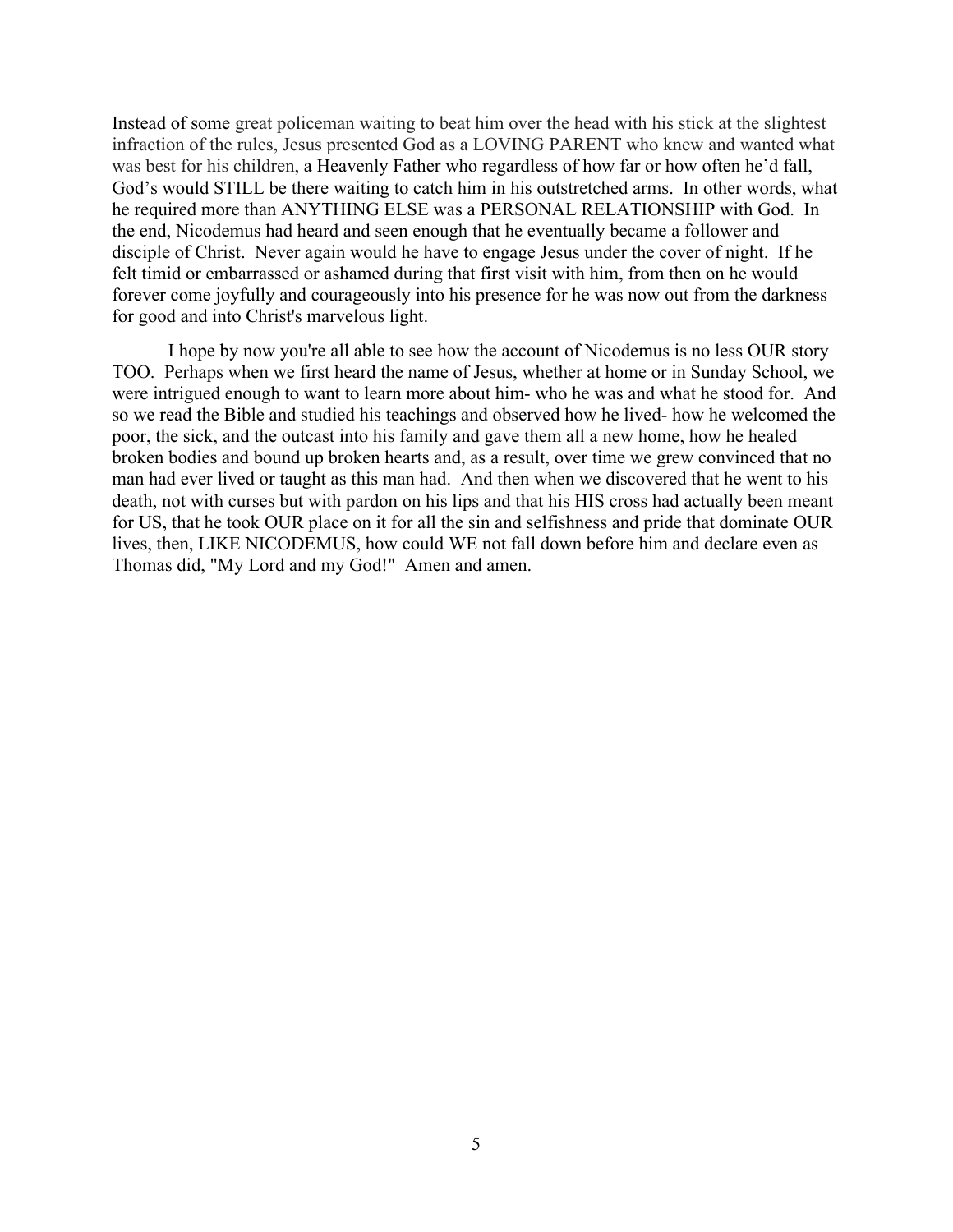Instead of some great policeman waiting to beat him over the head with his stick at the slightest infraction of the rules, Jesus presented God as a LOVING PARENT who knew and wanted what was best for his children, a Heavenly Father who regardless of how far or how often he'd fall, God's would STILL be there waiting to catch him in his outstretched arms. In other words, what he required more than ANYTHING ELSE was a PERSONAL RELATIONSHIP with God. In the end, Nicodemus had heard and seen enough that he eventually became a follower and disciple of Christ. Never again would he have to engage Jesus under the cover of night. If he felt timid or embarrassed or ashamed during that first visit with him, from then on he would forever come joyfully and courageously into his presence for he was now out from the darkness for good and into Christ's marvelous light.

I hope by now you're all able to see how the account of Nicodemus is no less OUR story TOO. Perhaps when we first heard the name of Jesus, whether at home or in Sunday School, we were intrigued enough to want to learn more about him- who he was and what he stood for. And so we read the Bible and studied his teachings and observed how he lived- how he welcomed the poor, the sick, and the outcast into his family and gave them all a new home, how he healed broken bodies and bound up broken hearts and, as a result, over time we grew convinced that no man had ever lived or taught as this man had. And then when we discovered that he went to his death, not with curses but with pardon on his lips and that his HIS cross had actually been meant for US, that he took OUR place on it for all the sin and selfishness and pride that dominate OUR lives, then, LIKE NICODEMUS, how could WE not fall down before him and declare even as Thomas did, "My Lord and my God!" Amen and amen.